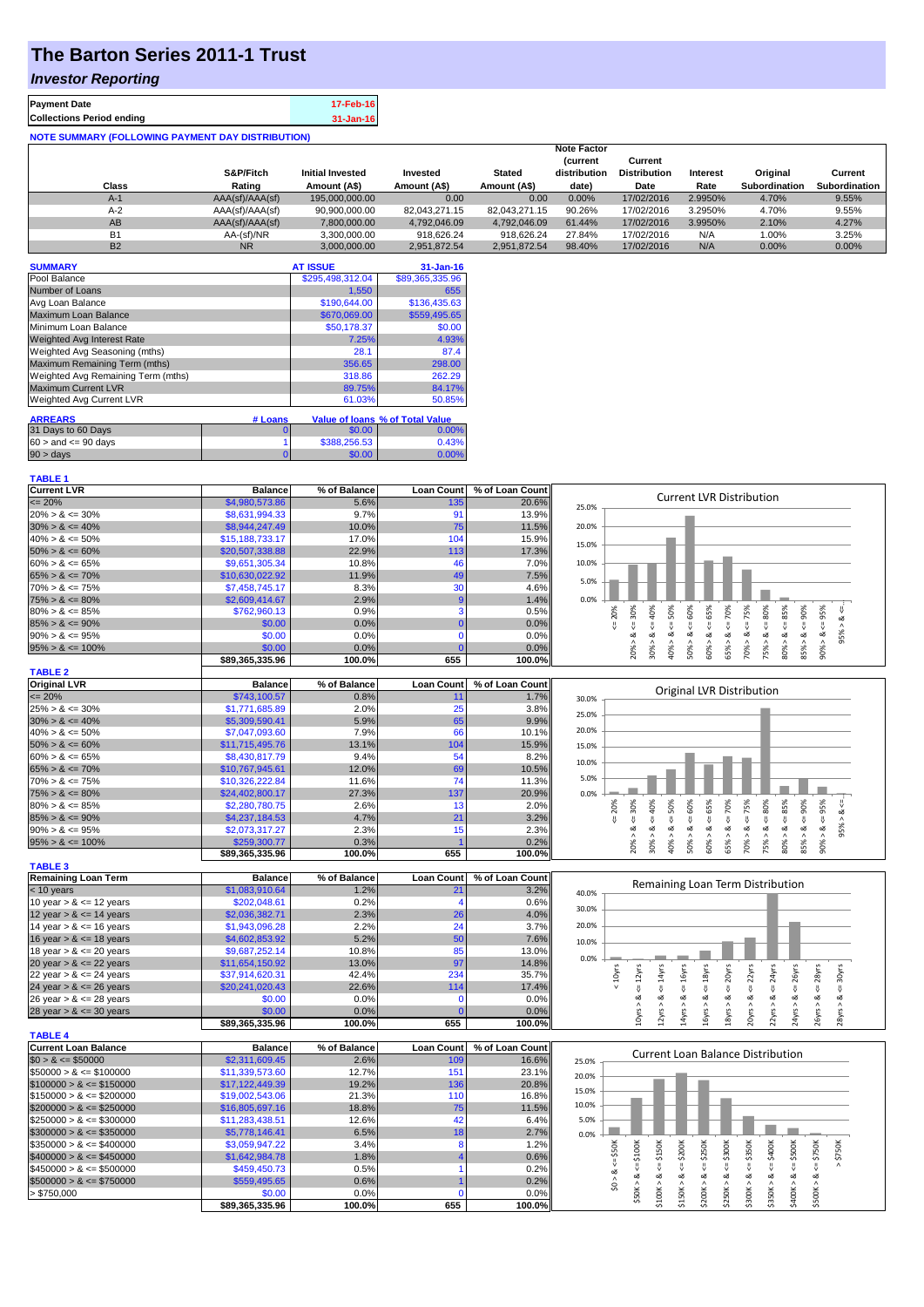# The Barton Series 2011-1 Trust

## *Investor Reporting*

| | |
|---|---|
| **Payment Date** | 17-Feb-16 |
| **Collections Period ending** | 31-Jan-16 |

**NOTE SUMMARY (FOLLOWING PAYMENT DAY DISTRIBUTION)**

| Class | S&P/Fitch Rating | Initial Invested Amount (A$) | Invested Amount (A$) | Stated Amount (A$) | Note Factor (current distribution date) | Current Distribution Date | Interest Rate | Original Subordination | Current Subordination |
|---|---|---|---|---|---|---|---|---|---|
| A-1 | AAA(sf)/AAA(sf) | 195,000,000.00 | 0.00 | 0.00 | 0.00% | 17/02/2016 | 2.9950% | 4.70% | 9.55% |
| A-2 | AAA(sf)/AAA(sf) | 90,900,000.00 | 82,043,271.15 | 82,043,271.15 | 90.26% | 17/02/2016 | 3.2950% | 4.70% | 9.55% |
| AB | AAA(sf)/AAA(sf) | 7,800,000.00 | 4,792,046.09 | 4,792,046.09 | 61.44% | 17/02/2016 | 3.9950% | 2.10% | 4.27% |
| B1 | AA-(sf)/NR | 3,300,000.00 | 918,626.24 | 918,626.24 | 27.84% | 17/02/2016 | N/A | 1.00% | 3.25% |
| B2 | NR | 3,000,000.00 | 2,951,872.54 | 2,951,872.54 | 98.40% | 17/02/2016 | N/A | 0.00% | 0.00% |

| SUMMARY | AT ISSUE | 31-Jan-16 |
|---|---|---|
| Pool Balance | $295,498,312.04 | $89,365,335.96 |
| Number of Loans | 1,550 | 655 |
| Avg Loan Balance | $190,644.00 | $136,435.63 |
| Maximum Loan Balance | $670,069.00 | $559,495.65 |
| Minimum Loan Balance | $50,178.37 | $0.00 |
| Weighted Avg Interest Rate | 7.25% | 4.93% |
| Weighted Avg Seasoning (mths) | 28.1 | 87.4 |
| Maximum Remaining Term (mths) | 356.65 | 298.00 |
| Weighted Avg Remaining Term (mths) | 318.86 | 262.29 |
| Maximum Current LVR | 89.75% | 84.17% |
| Weighted Avg Current LVR | 61.03% | 50.85% |

| ARREARS | # Loans | Value of loans | % of Total Value |
|---|---|---|---|
| 31 Days to 60 Days | 0 | $0.00 | 0.00% |
| 60 > and <= 90 days | 1 | $388,256.53 | 0.43% |
| 90 > days | 0 | $0.00 | 0.00% |

**TABLE 1**

| Current LVR | Balance | % of Balance | Loan Count | % of Loan Count |
|---|---|---|---|---|
| <= 20% | $4,980,573.86 | 5.6% | 135 | 20.6% |
| 20% > & <= 30% | $8,631,994.33 | 9.7% | 91 | 13.9% |
| 30% > & <= 40% | $8,944,247.49 | 10.0% | 75 | 11.5% |
| 40% > & <= 50% | $15,188,733.17 | 17.0% | 104 | 15.9% |
| 50% > & <= 60% | $20,507,338.88 | 22.9% | 113 | 17.3% |
| 60% > & <= 65% | $9,651,305.34 | 10.8% | 46 | 7.0% |
| 65% > & <= 70% | $10,630,022.92 | 11.9% | 49 | 7.5% |
| 70% > & <= 75% | $7,458,745.17 | 8.3% | 30 | 4.6% |
| 75% > & <= 80% | $2,609,414.67 | 2.9% | 9 | 1.4% |
| 80% > & <= 85% | $762,960.13 | 0.9% | 3 | 0.5% |
| 85% > & <= 90% | $0.00 | 0.0% | 0 | 0.0% |
| 90% > & <= 95% | $0.00 | 0.0% | 0 | 0.0% |
| 95% > & <= 100% | $0.00 | 0.0% | 0 | 0.0% |
| | $89,365,335.96 | 100.0% | 655 | 100.0% |

**TABLE 2**

| Original LVR | Balance | % of Balance | Loan Count | % of Loan Count |
|---|---|---|---|---|
| <= 20% | $743,100.57 | 0.8% | 11 | 1.7% |
| 25% > & <= 30% | $1,771,685.89 | 2.0% | 25 | 3.8% |
| 30% > & <= 40% | $5,309,590.41 | 5.9% | 65 | 9.9% |
| 40% > & <= 50% | $7,047,093.60 | 7.9% | 66 | 10.1% |
| 50% > & <= 60% | $11,715,495.76 | 13.1% | 104 | 15.9% |
| 60% > & <= 65% | $8,430,817.79 | 9.4% | 54 | 8.2% |
| 65% > & <= 70% | $10,767,945.61 | 12.0% | 69 | 10.5% |
| 70% > & <= 75% | $10,326,222.84 | 11.6% | 74 | 11.3% |
| 75% > & <= 80% | $24,402,800.17 | 27.3% | 137 | 20.9% |
| 80% > & <= 85% | $2,280,780.75 | 2.6% | 13 | 2.0% |
| 85% > & <= 90% | $4,237,184.53 | 4.7% | 21 | 3.2% |
| 90% > & <= 95% | $2,073,317.27 | 2.3% | 15 | 2.3% |
| 95% > & <= 100% | $259,300.77 | 0.3% | 1 | 0.2% |
| | $89,365,335.96 | 100.0% | 655 | 100.0% |

**TABLE 3**

| Remaining Loan Term | Balance | % of Balance | Loan Count | % of Loan Count |
|---|---|---|---|---|
| < 10 years | $1,083,910.64 | 1.2% | 21 | 3.2% |
| 10 year > & <= 12 years | $202,048.61 | 0.2% | 4 | 0.6% |
| 12 year > & <= 14 years | $2,036,382.71 | 2.3% | 26 | 4.0% |
| 14 year > & <= 16 years | $1,943,096.28 | 2.2% | 24 | 3.7% |
| 16 year > & <= 18 years | $4,602,853.92 | 5.2% | 50 | 7.6% |
| 18 year > & <= 20 years | $9,687,252.14 | 10.8% | 85 | 13.0% |
| 20 year > & <= 22 years | $11,654,150.92 | 13.0% | 97 | 14.8% |
| 22 year > & <= 24 years | $37,914,620.31 | 42.4% | 234 | 35.7% |
| 24 year > & <= 26 years | $20,241,020.43 | 22.6% | 114 | 17.4% |
| 26 year > & <= 28 years | $0.00 | 0.0% | 0 | 0.0% |
| 28 year > & <= 30 years | $0.00 | 0.0% | 0 | 0.0% |
| | $89,365,335.96 | 100.0% | 655 | 100.0% |

**TABLE 4**

| Current Loan Balance | Balance | % of Balance | Loan Count | % of Loan Count |
|---|---|---|---|---|
| $0 > & <= $50000 | $2,311,609.45 | 2.6% | 109 | 16.6% |
| $50000 > & <= $100000 | $11,339,573.60 | 12.7% | 151 | 23.1% |
| $100000 > & <= $150000 | $17,122,449.39 | 19.2% | 136 | 20.8% |
| $150000 > & <= $200000 | $19,002,543.06 | 21.3% | 110 | 16.8% |
| $200000 > & <= $250000 | $16,805,697.16 | 18.8% | 75 | 11.5% |
| $250000 > & <= $300000 | $11,283,438.51 | 12.6% | 42 | 6.4% |
| $300000 > & <= $350000 | $5,778,146.41 | 6.5% | 18 | 2.7% |
| $350000 > & <= $400000 | $3,059,947.22 | 3.4% | 8 | 1.2% |
| $400000 > & <= $450000 | $1,642,984.78 | 1.8% | 4 | 0.6% |
| $450000 > & <= $500000 | $459,450.73 | 0.5% | 1 | 0.2% |
| $500000 > & <= $750000 | $559,495.65 | 0.6% | 1 | 0.2% |
| > $750,000 | $0.00 | 0.0% | 0 | 0.0% |
| | $89,365,335.96 | 100.0% | 655 | 100.0% |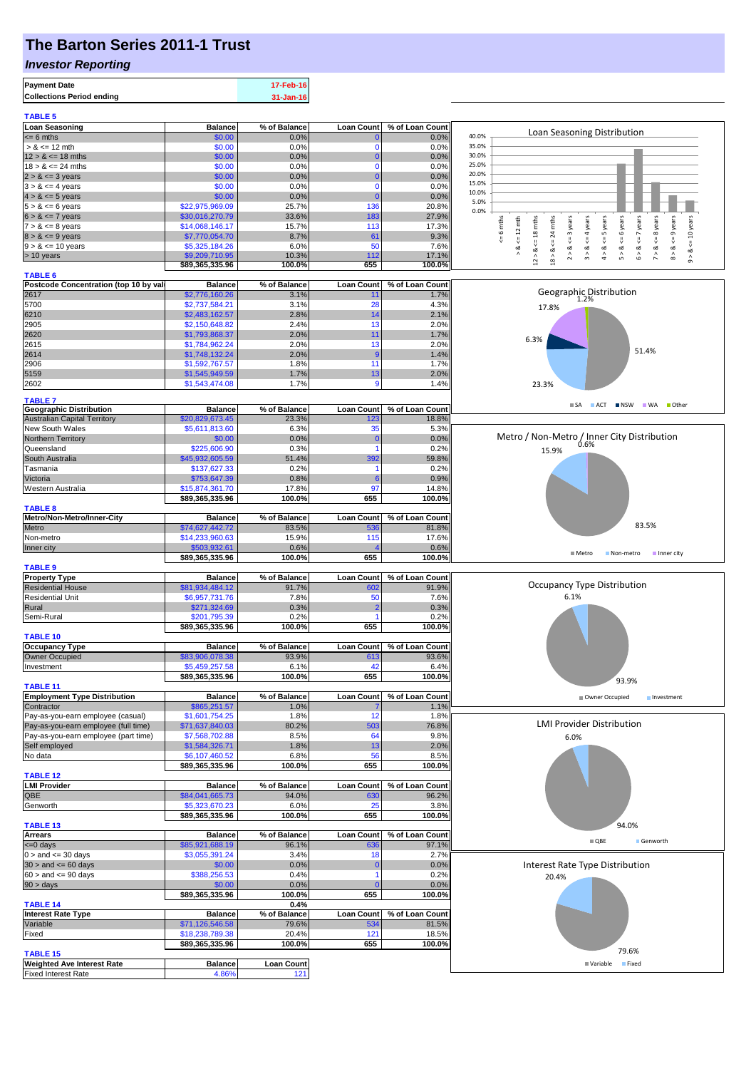# The Barton Series 2011-1 Trust

## *Investor Reporting*

| | |
|---|---|
| **Payment Date** | 17-Feb-16 |
| **Collections Period ending** | 31-Jan-16 |

**TABLE 5**

| Loan Seasoning | Balance | % of Balance | Loan Count | % of Loan Count |
|---|---|---|---|---|
| <= 6 mths | $0.00 | 0.0% | 0 | 0.0% |
| > & <= 12 mth | $0.00 | 0.0% | 0 | 0.0% |
| 12 > & <= 18 mths | $0.00 | 0.0% | 0 | 0.0% |
| 18 > & <= 24 mths | $0.00 | 0.0% | 0 | 0.0% |
| 2 > & <= 3 years | $0.00 | 0.0% | 0 | 0.0% |
| 3 > & <= 4 years | $0.00 | 0.0% | 0 | 0.0% |
| 4 > & <= 5 years | $0.00 | 0.0% | 0 | 0.0% |
| 5 > & <= 6 years | $22,975,969.09 | 25.7% | 136 | 20.8% |
| 6 > & <= 7 years | $30,016,270.79 | 33.6% | 183 | 27.9% |
| 7 > & <= 8 years | $14,068,146.17 | 15.7% | 113 | 17.3% |
| 8 > & <= 9 years | $7,770,054.70 | 8.7% | 61 | 9.3% |
| 9 > & <= 10 years | $5,325,184.26 | 6.0% | 50 | 7.6% |
| > 10 years | $9,209,710.95 | 10.3% | 112 | 17.1% |
| | $89,365,335.96 | 100.0% | 655 | 100.0% |

Loan Seasoning Distribution
40.0%
35.0%
30.0%
25.0%
20.0%
15.0%
10.0%
5.0%
0.0%
<= 6 mths
> & <= 12 mth
12 > & <= 18 mths
18 > & <= 24 mths
2 > & <= 3 years
3 > & <= 4 years
4 > & <= 5 years
5 > & <= 6 years
6 > & <= 7 years
7 > & <= 8 years
8 > & <= 9 years
9 > & <= 10 years

**TABLE 6**

| Postcode Concentration (top 10 by value) | Balance | % of Balance | Loan Count | % of Loan Count |
|---|---|---|---|---|
| 2617 | $2,776,160.26 | 3.1% | 11 | 1.7% |
| 5700 | $2,737,584.21 | 3.1% | 28 | 4.3% |
| 6210 | $2,483,162.57 | 2.8% | 14 | 2.1% |
| 2905 | $2,150,648.82 | 2.4% | 13 | 2.0% |
| 2620 | $1,793,868.37 | 2.0% | 11 | 1.7% |
| 2615 | $1,784,962.24 | 2.0% | 13 | 2.0% |
| 2614 | $1,748,132.24 | 2.0% | 9 | 1.4% |
| 2906 | $1,592,767.57 | 1.8% | 11 | 1.7% |
| 5159 | $1,545,949.59 | 1.7% | 13 | 2.0% |
| 2602 | $1,543,474.08 | 1.7% | 9 | 1.4% |

Geographic Distribution
1.2%
17.8%
6.3%
51.4%
23.3%
SA ACT NSW WA Other

**TABLE 7**

| Geographic Distribution | Balance | % of Balance | Loan Count | % of Loan Count |
|---|---|---|---|---|
| Australian Capital Territory | $20,829,673.45 | 23.3% | 123 | 18.8% |
| New South Wales | $5,611,813.60 | 6.3% | 35 | 5.3% |
| Northern Territory | $0.00 | 0.0% | 0 | 0.0% |
| Queensland | $225,606.90 | 0.3% | 1 | 0.2% |
| South Australia | $45,932,605.59 | 51.4% | 392 | 59.8% |
| Tasmania | $137,627.33 | 0.2% | 1 | 0.2% |
| Victoria | $753,647.39 | 0.8% | 6 | 0.9% |
| Western Australia | $15,874,361.70 | 17.8% | 97 | 14.8% |
| | $89,365,335.96 | 100.0% | 655 | 100.0% |

Metro / Non-Metro / Inner City Distribution
0.6%
15.9%
83.5%
Metro Non-metro Inner city

**TABLE 8**

| Metro/Non-Metro/Inner-City | Balance | % of Balance | Loan Count | % of Loan Count |
|---|---|---|---|---|
| Metro | $74,627,442.72 | 83.5% | 536 | 81.8% |
| Non-metro | $14,233,960.63 | 15.9% | 115 | 17.6% |
| Inner city | $503,932.61 | 0.6% | 4 | 0.6% |
| | $89,365,335.96 | 100.0% | 655 | 100.0% |

**TABLE 9**

| Property Type | Balance | % of Balance | Loan Count | % of Loan Count |
|---|---|---|---|---|
| Residential House | $81,934,484.12 | 91.7% | 602 | 91.9% |
| Residential Unit | $6,957,731.76 | 7.8% | 50 | 7.6% |
| Rural | $271,324.69 | 0.3% | 2 | 0.3% |
| Semi-Rural | $201,795.39 | 0.2% | 1 | 0.2% |
| | $89,365,335.96 | 100.0% | 655 | 100.0% |

Occupancy Type Distribution
6.1%
93.9%
Owner Occupied Investment

**TABLE 10**

| Occupancy Type | Balance | % of Balance | Loan Count | % of Loan Count |
|---|---|---|---|---|
| Owner Occupied | $83,906,078.38 | 93.9% | 613 | 93.6% |
| Investment | $5,459,257.58 | 6.1% | 42 | 6.4% |
| | $89,365,335.96 | 100.0% | 655 | 100.0% |

**TABLE 11**

| Employment Type Distribution | Balance | % of Balance | Loan Count | % of Loan Count |
|---|---|---|---|---|
| Contractor | $865,251.57 | 1.0% | 7 | 1.1% |
| Pay-as-you-earn employee (casual) | $1,601,754.25 | 1.8% | 12 | 1.8% |
| Pay-as-you-earn employee (full time) | $71,637,840.03 | 80.2% | 503 | 76.8% |
| Pay-as-you-earn employee (part time) | $7,568,702.88 | 8.5% | 64 | 9.8% |
| Self employed | $1,584,326.71 | 1.8% | 13 | 2.0% |
| No data | $6,107,460.52 | 6.8% | 56 | 8.5% |
| | $89,365,335.96 | 100.0% | 655 | 100.0% |

LMI Provider Distribution
6.0%
94.0%
QBE Genworth

**TABLE 12**

| LMI Provider | Balance | % of Balance | Loan Count | % of Loan Count |
|---|---|---|---|---|
| QBE | $84,041,665.73 | 94.0% | 630 | 96.2% |
| Genworth | $5,323,670.23 | 6.0% | 25 | 3.8% |
| | $89,365,335.96 | 100.0% | 655 | 100.0% |

**TABLE 13**

| Arrears | Balance | % of Balance | Loan Count | % of Loan Count |
|---|---|---|---|---|
| <=0 days | $85,921,688.19 | 96.1% | 636 | 97.1% |
| 0 > and <= 30 days | $3,055,391.24 | 3.4% | 18 | 2.7% |
| 30 > and <= 60 days | $0.00 | 0.0% | 0 | 0.0% |
| 60 > and <= 90 days | $388,256.53 | 0.4% | 1 | 0.2% |
| 90 > days | $0.00 | 0.0% | 0 | 0.0% |
| | $89,365,335.96 | 100.0% | 655 | 100.0% |
| | | 0.4% | | |

Interest Rate Type Distribution
20.4%
79.6%
Variable Fixed

**TABLE 14**

| Interest Rate Type | Balance | % of Balance | Loan Count | % of Loan Count |
|---|---|---|---|---|
| Variable | $71,126,546.58 | 79.6% | 534 | 81.5% |
| Fixed | $18,238,789.38 | 20.4% | 121 | 18.5% |
| | $89,365,335.96 | 100.0% | 655 | 100.0% |

**TABLE 15**

| Weighted Ave Interest Rate | Balance | Loan Count |
|---|---|---|
| Fixed Interest Rate | 4.86% | 121 |